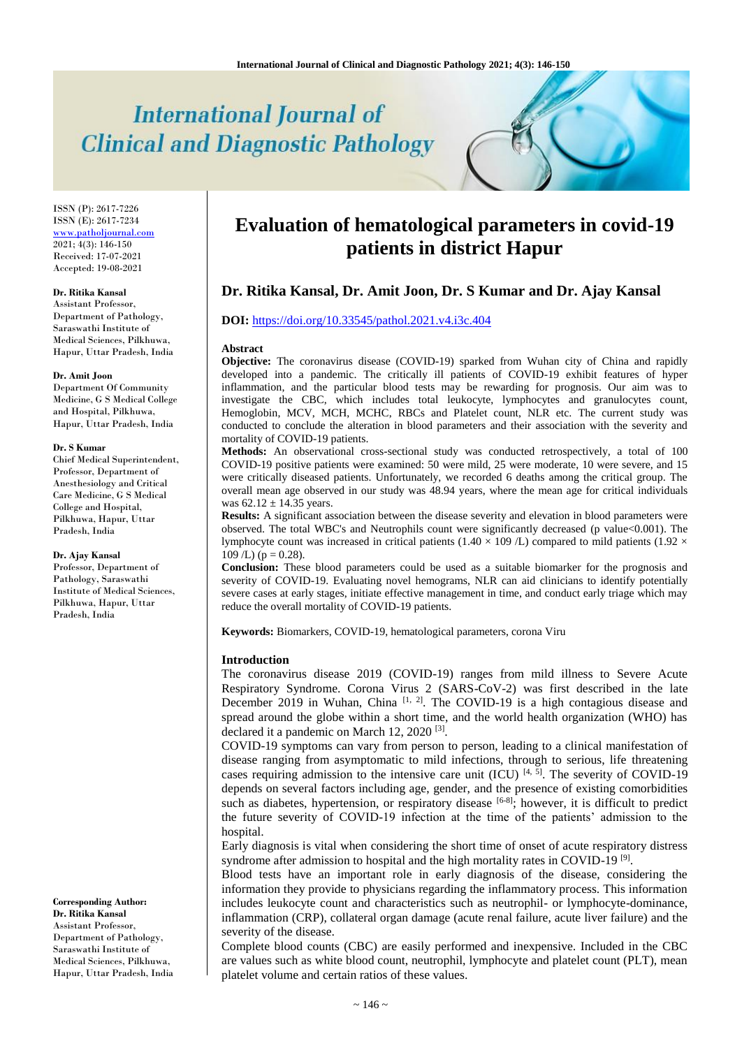ISSN (P): 2617-7226
ISSN (E): 2617-7234
www.patholjournal.com
2021; 4(3): 146-150
Received: 17-07-2021
Accepted: 19-08-2021

**Dr. Ritika Kansal**
Assistant Professor, Department of Pathology, Saraswathi Institute of Medical Sciences, Pilkhuwa, Hapur, Uttar Pradesh, India

**Dr. Amit Joon**
Department Of Community Medicine, G S Medical College and Hospital, Pilkhuwa, Hapur, Uttar Pradesh, India

**Dr. S Kumar**
Chief Medical Superintendent, Professor, Department of Anesthesiology and Critical Care Medicine, G S Medical College and Hospital, Pilkhuwa, Hapur, Uttar Pradesh, India

**Dr. Ajay Kansal**
Professor, Department of Pathology, Saraswathi Institute of Medical Sciences, Pilkhuwa, Hapur, Uttar Pradesh, India

**Corresponding Author:**
**Dr. Ritika Kansal**
Assistant Professor, Department of Pathology, Saraswathi Institute of Medical Sciences, Pilkhuwa, Hapur, Uttar Pradesh, India

# Evaluation of hematological parameters in covid-19 patients in district Hapur

## Dr. Ritika Kansal, Dr. Amit Joon, Dr. S Kumar and Dr. Ajay Kansal

**DOI:** https://doi.org/10.33545/pathol.2021.v4.i3c.404

### Abstract

**Objective:** The coronavirus disease (COVID-19) sparked from Wuhan city of China and rapidly developed into a pandemic. The critically ill patients of COVID-19 exhibit features of hyper inflammation, and the particular blood tests may be rewarding for prognosis. Our aim was to investigate the CBC, which includes total leukocyte, lymphocytes and granulocytes count, Hemoglobin, MCV, MCH, MCHC, RBCs and Platelet count, NLR etc. The current study was conducted to conclude the alteration in blood parameters and their association with the severity and mortality of COVID-19 patients.

**Methods:** An observational cross-sectional study was conducted retrospectively, a total of 100 COVID-19 positive patients were examined: 50 were mild, 25 were moderate, 10 were severe, and 15 were critically diseased patients. Unfortunately, we recorded 6 deaths among the critical group. The overall mean age observed in our study was 48.94 years, where the mean age for critical individuals was 62.12 ± 14.35 years.

**Results:** A significant association between the disease severity and elevation in blood parameters were observed. The total WBC's and Neutrophils count were significantly decreased (p value<0.001). The lymphocyte count was increased in critical patients (1.40 × 109 /L) compared to mild patients (1.92 × 109 /L) (p = 0.28).

**Conclusion:** These blood parameters could be used as a suitable biomarker for the prognosis and severity of COVID-19. Evaluating novel hemograms, NLR can aid clinicians to identify potentially severe cases at early stages, initiate effective management in time, and conduct early triage which may reduce the overall mortality of COVID-19 patients.

**Keywords:** Biomarkers, COVID-19, hematological parameters, corona Viru

### Introduction

The coronavirus disease 2019 (COVID-19) ranges from mild illness to Severe Acute Respiratory Syndrome. Corona Virus 2 (SARS-CoV-2) was first described in the late December 2019 in Wuhan, China [1, 2]. The COVID-19 is a high contagious disease and spread around the globe within a short time, and the world health organization (WHO) has declared it a pandemic on March 12, 2020 [3].

COVID-19 symptoms can vary from person to person, leading to a clinical manifestation of disease ranging from asymptomatic to mild infections, through to serious, life threatening cases requiring admission to the intensive care unit (ICU) [4, 5]. The severity of COVID-19 depends on several factors including age, gender, and the presence of existing comorbidities such as diabetes, hypertension, or respiratory disease [6-8]; however, it is difficult to predict the future severity of COVID-19 infection at the time of the patients' admission to the hospital.

Early diagnosis is vital when considering the short time of onset of acute respiratory distress syndrome after admission to hospital and the high mortality rates in COVID-19 [9].

Blood tests have an important role in early diagnosis of the disease, considering the information they provide to physicians regarding the inflammatory process. This information includes leukocyte count and characteristics such as neutrophil- or lymphocyte-dominance, inflammation (CRP), collateral organ damage (acute renal failure, acute liver failure) and the severity of the disease.

Complete blood counts (CBC) are easily performed and inexpensive. Included in the CBC are values such as white blood count, neutrophil, lymphocyte and platelet count (PLT), mean platelet volume and certain ratios of these values.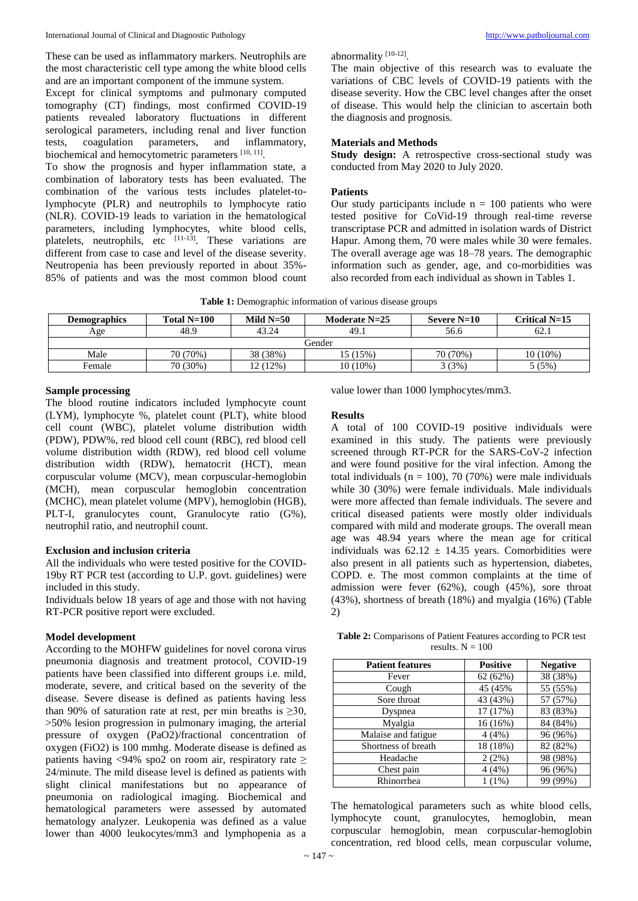These can be used as inflammatory markers. Neutrophils are the most characteristic cell type among the white blood cells and are an important component of the immune system.

Except for clinical symptoms and pulmonary computed tomography (CT) findings, most confirmed COVID-19 patients revealed laboratory fluctuations in different serological parameters, including renal and liver function tests, coagulation parameters, and inflammatory, biochemical and hemocytometric parameters [10, 11].

To show the prognosis and hyper inflammation state, a combination of laboratory tests has been evaluated. The combination of the various tests includes platelet-to-lymphocyte (PLR) and neutrophils to lymphocyte ratio (NLR). COVID-19 leads to variation in the hematological parameters, including lymphocytes, white blood cells, platelets, neutrophils, etc [11-13]. These variations are different from case to case and level of the disease severity. Neutropenia has been previously reported in about 35%-85% of patients and was the most common blood count abnormality [10-12].

The main objective of this research was to evaluate the variations of CBC levels of COVID-19 patients with the disease severity. How the CBC level changes after the onset of disease. This would help the clinician to ascertain both the diagnosis and prognosis.

## Materials and Methods

**Study design:** A retrospective cross-sectional study was conducted from May 2020 to July 2020.

### Patients

Our study participants include n = 100 patients who were tested positive for CoVid-19 through real-time reverse transcriptase PCR and admitted in isolation wards of District Hapur. Among them, 70 were males with 30 were females. The overall average age was 18–78 years. The demographic information such as gender, age, and co-morbidities was also recorded from each individual as shown in Tables 1.

**Table 1:** Demographic information of various disease groups

| Demographics | Total N=100 | Mild N=50 | Moderate N=25 | Severe N=10 | Critical N=15 |
|---|---|---|---|---|---|
| Age | 48.9 | 43.24 | 49.1 | 56.6 | 62.1 |
| Gender | | | | | |
| Male | 70 (70%) | 38 (38%) | 15 (15%) | 70 (70%) | 10 (10%) |
| Female | 70 (30%) | 12 (12%) | 10 (10%) | 3 (3%) | 5 (5%) |

### Sample processing

The blood routine indicators included lymphocyte count (LYM), lymphocyte %, platelet count (PLT), white blood cell count (WBC), platelet volume distribution width (PDW), PDW%, red blood cell count (RBC), red blood cell volume distribution width (RDW), red blood cell volume distribution width (RDW), hematocrit (HCT), mean corpuscular volume (MCV), mean corpuscular-hemoglobin (MCH), mean corpuscular hemoglobin concentration (MCHC), mean platelet volume (MPV), hemoglobin (HGB), PLT-I, granulocytes count, Granulocyte ratio (G%), neutrophil ratio, and neutrophil count.

### Exclusion and inclusion criteria

All the individuals who were tested positive for the COVID-19by RT PCR test (according to U.P. govt. guidelines) were included in this study.

Individuals below 18 years of age and those with not having RT-PCR positive report were excluded.

### Model development

According to the MOHFW guidelines for novel corona virus pneumonia diagnosis and treatment protocol, COVID-19 patients have been classified into different groups i.e. mild, moderate, severe, and critical based on the severity of the disease. Severe disease is defined as patients having less than 90% of saturation rate at rest, per min breaths is ≥30, >50% lesion progression in pulmonary imaging, the arterial pressure of oxygen (PaO2)/fractional concentration of oxygen (FiO2) is 100 mmhg. Moderate disease is defined as patients having <94% spo2 on room air, respiratory rate ≥ 24/minute. The mild disease level is defined as patients with slight clinical manifestations but no appearance of pneumonia on radiological imaging. Biochemical and hematological parameters were assessed by automated hematology analyzer. Leukopenia was defined as a value lower than 4000 leukocytes/mm3 and lymphopenia as a value lower than 1000 lymphocytes/mm3.

## Results

A total of 100 COVID-19 positive individuals were examined in this study. The patients were previously screened through RT-PCR for the SARS-CoV-2 infection and were found positive for the viral infection. Among the total individuals (n = 100), 70 (70%) were male individuals while 30 (30%) were female individuals. Male individuals were more affected than female individuals. The severe and critical diseased patients were mostly older individuals compared with mild and moderate groups. The overall mean age was 48.94 years where the mean age for critical individuals was 62.12 ± 14.35 years. Comorbidities were also present in all patients such as hypertension, diabetes, COPD. e. The most common complaints at the time of admission were fever (62%), cough (45%), sore throat (43%), shortness of breath (18%) and myalgia (16%) (Table 2)

**Table 2:** Comparisons of Patient Features according to PCR test results. N = 100

| Patient features | Positive | Negative |
|---|---|---|
| Fever | 62 (62%) | 38 (38%) |
| Cough | 45 (45% | 55 (55%) |
| Sore throat | 43 (43%) | 57 (57%) |
| Dyspnea | 17 (17%) | 83 (83%) |
| Myalgia | 16 (16%) | 84 (84%) |
| Malaise and fatigue | 4 (4%) | 96 (96%) |
| Shortness of breath | 18 (18%) | 82 (82%) |
| Headache | 2 (2%) | 98 (98%) |
| Chest pain | 4 (4%) | 96 (96%) |
| Rhinorrhea | 1 (1%) | 99 (99%) |

The hematological parameters such as white blood cells, lymphocyte count, granulocytes, hemoglobin, mean corpuscular hemoglobin, mean corpuscular-hemoglobin concentration, red blood cells, mean corpuscular volume,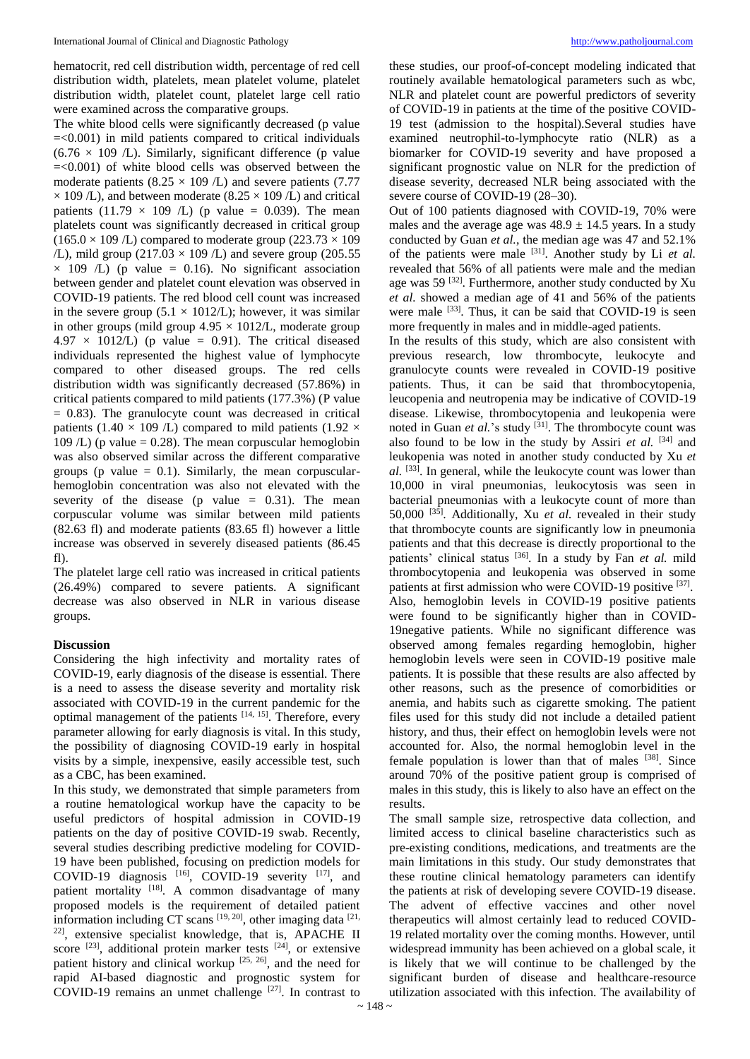hematocrit, red cell distribution width, percentage of red cell distribution width, platelets, mean platelet volume, platelet distribution width, platelet count, platelet large cell ratio were examined across the comparative groups.

The white blood cells were significantly decreased (p value =<0.001) in mild patients compared to critical individuals ($6.76 \times 109$ /L). Similarly, significant difference (p value =<0.001) of white blood cells was observed between the moderate patients ($8.25 \times 109$ /L) and severe patients ($7.77 \times 109$ /L), and between moderate ($8.25 \times 109$ /L) and critical patients ($11.79 \times 109$ /L) (p value = 0.039). The mean platelets count was significantly decreased in critical group ($165.0 \times 109$ /L) compared to moderate group ($223.73 \times 109$ /L), mild group ($217.03 \times 109$ /L) and severe group ($205.55 \times 109$ /L) (p value = 0.16). No significant association between gender and platelet count elevation was observed in COVID-19 patients. The red blood cell count was increased in the severe group ($5.1 \times 1012$/L); however, it was similar in other groups (mild group $4.95 \times 1012$/L, moderate group $4.97 \times 1012$/L) (p value = 0.91). The critical diseased individuals represented the highest value of lymphocyte compared to other diseased groups. The red cells distribution width was significantly decreased (57.86%) in critical patients compared to mild patients (177.3%) (P value = 0.83). The granulocyte count was decreased in critical patients ($1.40 \times 109$ /L) compared to mild patients ($1.92 \times 109$ /L) (p value = 0.28). The mean corpuscular hemoglobin was also observed similar across the different comparative groups (p value = 0.1). Similarly, the mean corpuscular-hemoglobin concentration was also not elevated with the severity of the disease (p value = 0.31). The mean corpuscular volume was similar between mild patients (82.63 fl) and moderate patients (83.65 fl) however a little increase was observed in severely diseased patients (86.45 fl).

The platelet large cell ratio was increased in critical patients (26.49%) compared to severe patients. A significant decrease was also observed in NLR in various disease groups.

## Discussion

Considering the high infectivity and mortality rates of COVID-19, early diagnosis of the disease is essential. There is a need to assess the disease severity and mortality risk associated with COVID-19 in the current pandemic for the optimal management of the patients [14, 15]. Therefore, every parameter allowing for early diagnosis is vital. In this study, the possibility of diagnosing COVID-19 early in hospital visits by a simple, inexpensive, easily accessible test, such as a CBC, has been examined.

In this study, we demonstrated that simple parameters from a routine hematological workup have the capacity to be useful predictors of hospital admission in COVID-19 patients on the day of positive COVID-19 swab. Recently, several studies describing predictive modeling for COVID-19 have been published, focusing on prediction models for COVID-19 diagnosis [16], COVID-19 severity [17], and patient mortality [18]. A common disadvantage of many proposed models is the requirement of detailed patient information including CT scans [19, 20], other imaging data [21, 22], extensive specialist knowledge, that is, APACHE II score [23], additional protein marker tests [24], or extensive patient history and clinical workup [25, 26], and the need for rapid AI-based diagnostic and prognostic system for COVID-19 remains an unmet challenge [27]. In contrast to these studies, our proof-of-concept modeling indicated that routinely available hematological parameters such as wbc, NLR and platelet count are powerful predictors of severity of COVID-19 in patients at the time of the positive COVID-19 test (admission to the hospital).Several studies have examined neutrophil-to-lymphocyte ratio (NLR) as a biomarker for COVID-19 severity and have proposed a significant prognostic value on NLR for the prediction of disease severity, decreased NLR being associated with the severe course of COVID-19 (28–30).

Out of 100 patients diagnosed with COVID-19, 70% were males and the average age was $48.9 \pm 14.5$ years. In a study conducted by Guan *et al.*, the median age was 47 and 52.1% of the patients were male [31]. Another study by Li *et al.* revealed that 56% of all patients were male and the median age was 59 [32]. Furthermore, another study conducted by Xu *et al.* showed a median age of 41 and 56% of the patients were male [33]. Thus, it can be said that COVID-19 is seen more frequently in males and in middle-aged patients.

In the results of this study, which are also consistent with previous research, low thrombocyte, leukocyte and granulocyte counts were revealed in COVID-19 positive patients. Thus, it can be said that thrombocytopenia, leucopenia and neutropenia may be indicative of COVID-19 disease. Likewise, thrombocytopenia and leukopenia were noted in Guan *et al.*'s study [31]. The thrombocyte count was also found to be low in the study by Assiri *et al.* [34] and leukopenia was noted in another study conducted by Xu *et al.* [33]. In general, while the leukocyte count was lower than 10,000 in viral pneumonias, leukocytosis was seen in bacterial pneumonias with a leukocyte count of more than 50,000 [35]. Additionally, Xu *et al.* revealed in their study that thrombocyte counts are significantly low in pneumonia patients and that this decrease is directly proportional to the patients' clinical status [36]. In a study by Fan *et al.* mild thrombocytopenia and leukopenia was observed in some patients at first admission who were COVID-19 positive [37]. Also, hemoglobin levels in COVID-19 positive patients were found to be significantly higher than in COVID-19negative patients. While no significant difference was observed among females regarding hemoglobin, higher hemoglobin levels were seen in COVID-19 positive male patients. It is possible that these results are also affected by other reasons, such as the presence of comorbidities or anemia, and habits such as cigarette smoking. The patient files used for this study did not include a detailed patient history, and thus, their effect on hemoglobin levels were not accounted for. Also, the normal hemoglobin level in the female population is lower than that of males [38]. Since around 70% of the positive patient group is comprised of males in this study, this is likely to also have an effect on the results.

The small sample size, retrospective data collection, and limited access to clinical baseline characteristics such as pre-existing conditions, medications, and treatments are the main limitations in this study. Our study demonstrates that these routine clinical hematology parameters can identify the patients at risk of developing severe COVID-19 disease. The advent of effective vaccines and other novel therapeutics will almost certainly lead to reduced COVID-19 related mortality over the coming months. However, until widespread immunity has been achieved on a global scale, it is likely that we will continue to be challenged by the significant burden of disease and healthcare-resource utilization associated with this infection. The availability of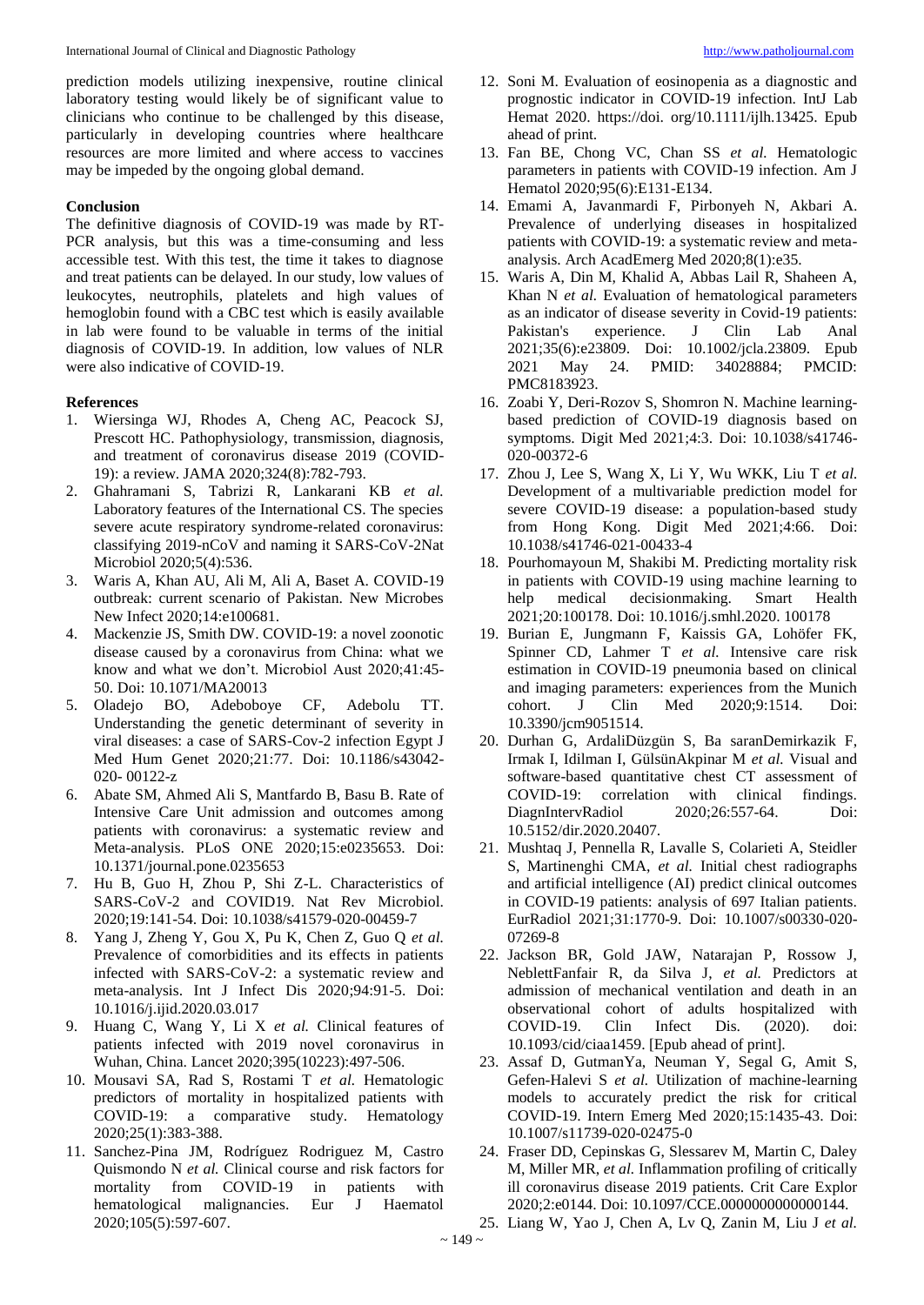prediction models utilizing inexpensive, routine clinical laboratory testing would likely be of significant value to clinicians who continue to be challenged by this disease, particularly in developing countries where healthcare resources are more limited and where access to vaccines may be impeded by the ongoing global demand.

**Conclusion**

The definitive diagnosis of COVID-19 was made by RT-PCR analysis, but this was a time-consuming and less accessible test. With this test, the time it takes to diagnose and treat patients can be delayed. In our study, low values of leukocytes, neutrophils, platelets and high values of hemoglobin found with a CBC test which is easily available in lab were found to be valuable in terms of the initial diagnosis of COVID-19. In addition, low values of NLR were also indicative of COVID-19.

**References**

1. Wiersinga WJ, Rhodes A, Cheng AC, Peacock SJ, Prescott HC. Pathophysiology, transmission, diagnosis, and treatment of coronavirus disease 2019 (COVID-19): a review. JAMA 2020;324(8):782-793.
2. Ghahramani S, Tabrizi R, Lankarani KB *et al.* Laboratory features of the International CS. The species severe acute respiratory syndrome-related coronavirus: classifying 2019-nCoV and naming it SARS-CoV-2Nat Microbiol 2020;5(4):536.
3. Waris A, Khan AU, Ali M, Ali A, Baset A. COVID-19 outbreak: current scenario of Pakistan. New Microbes New Infect 2020;14:e100681.
4. Mackenzie JS, Smith DW. COVID-19: a novel zoonotic disease caused by a coronavirus from China: what we know and what we don't. Microbiol Aust 2020;41:45-50. Doi: 10.1071/MA20013
5. Oladejo BO, Adeboboye CF, Adebolu TT. Understanding the genetic determinant of severity in viral diseases: a case of SARS-Cov-2 infection Egypt J Med Hum Genet 2020;21:77. Doi: 10.1186/s43042-020- 00122-z
6. Abate SM, Ahmed Ali S, Mantfardo B, Basu B. Rate of Intensive Care Unit admission and outcomes among patients with coronavirus: a systematic review and Meta-analysis. PLoS ONE 2020;15:e0235653. Doi: 10.1371/journal.pone.0235653
7. Hu B, Guo H, Zhou P, Shi Z-L. Characteristics of SARS-CoV-2 and COVID19. Nat Rev Microbiol. 2020;19:141-54. Doi: 10.1038/s41579-020-00459-7
8. Yang J, Zheng Y, Gou X, Pu K, Chen Z, Guo Q *et al.* Prevalence of comorbidities and its effects in patients infected with SARS-CoV-2: a systematic review and meta-analysis. Int J Infect Dis 2020;94:91-5. Doi: 10.1016/j.ijid.2020.03.017
9. Huang C, Wang Y, Li X *et al.* Clinical features of patients infected with 2019 novel coronavirus in Wuhan, China. Lancet 2020;395(10223):497-506.
10. Mousavi SA, Rad S, Rostami T *et al.* Hematologic predictors of mortality in hospitalized patients with COVID-19: a comparative study. Hematology 2020;25(1):383-388.
11. Sanchez-Pina JM, Rodríguez Rodriguez M, Castro Quismondo N *et al.* Clinical course and risk factors for mortality from COVID-19 in patients with hematological malignancies. Eur J Haematol 2020;105(5):597-607.
12. Soni M. Evaluation of eosinopenia as a diagnostic and prognostic indicator in COVID-19 infection. IntJ Lab Hemat 2020. https://doi. org/10.1111/ijlh.13425. Epub ahead of print.
13. Fan BE, Chong VC, Chan SS *et al.* Hematologic parameters in patients with COVID-19 infection. Am J Hematol 2020;95(6):E131-E134.
14. Emami A, Javanmardi F, Pirbonyeh N, Akbari A. Prevalence of underlying diseases in hospitalized patients with COVID-19: a systematic review and meta-analysis. Arch AcadEmerg Med 2020;8(1):e35.
15. Waris A, Din M, Khalid A, Abbas Lail R, Shaheen A, Khan N *et al.* Evaluation of hematological parameters as an indicator of disease severity in Covid-19 patients: Pakistan's experience. J Clin Lab Anal 2021;35(6):e23809. Doi: 10.1002/jcla.23809. Epub 2021 May 24. PMID: 34028884; PMCID: PMC8183923.
16. Zoabi Y, Deri-Rozov S, Shomron N. Machine learning-based prediction of COVID-19 diagnosis based on symptoms. Digit Med 2021;4:3. Doi: 10.1038/s41746-020-00372-6
17. Zhou J, Lee S, Wang X, Li Y, Wu WKK, Liu T *et al.* Development of a multivariable prediction model for severe COVID-19 disease: a population-based study from Hong Kong. Digit Med 2021;4:66. Doi: 10.1038/s41746-021-00433-4
18. Pourhomayoun M, Shakibi M. Predicting mortality risk in patients with COVID-19 using machine learning to help medical decisionmaking. Smart Health 2021;20:100178. Doi: 10.1016/j.smhl.2020. 100178
19. Burian E, Jungmann F, Kaissis GA, Lohöfer FK, Spinner CD, Lahmer T *et al.* Intensive care risk estimation in COVID-19 pneumonia based on clinical and imaging parameters: experiences from the Munich cohort. J Clin Med 2020;9:1514. Doi: 10.3390/jcm9051514.
20. Durhan G, ArdaliDüzgün S, Ba saranDemirkazik F, Irmak I, Idilman I, GülsünAkpinar M *et al.* Visual and software-based quantitative chest CT assessment of COVID-19: correlation with clinical findings. DiagnIntervRadiol 2020;26:557-64. Doi: 10.5152/dir.2020.20407.
21. Mushtaq J, Pennella R, Lavalle S, Colarieti A, Steidler S, Martinenghi CMA, *et al.* Initial chest radiographs and artificial intelligence (AI) predict clinical outcomes in COVID-19 patients: analysis of 697 Italian patients. EurRadiol 2021;31:1770-9. Doi: 10.1007/s00330-020-07269-8
22. Jackson BR, Gold JAW, Natarajan P, Rossow J, NeblettFanfair R, da Silva J, *et al.* Predictors at admission of mechanical ventilation and death in an observational cohort of adults hospitalized with COVID-19. Clin Infect Dis. (2020). doi: 10.1093/cid/ciaa1459. [Epub ahead of print].
23. Assaf D, GutmanYa, Neuman Y, Segal G, Amit S, Gefen-Halevi S *et al.* Utilization of machine-learning models to accurately predict the risk for critical COVID-19. Intern Emerg Med 2020;15:1435-43. Doi: 10.1007/s11739-020-02475-0
24. Fraser DD, Cepinskas G, Slessarev M, Martin C, Daley M, Miller MR, *et al.* Inflammation profiling of critically ill coronavirus disease 2019 patients. Crit Care Explor 2020;2:e0144. Doi: 10.1097/CCE.0000000000000144.
25. Liang W, Yao J, Chen A, Lv Q, Zanin M, Liu J *et al.*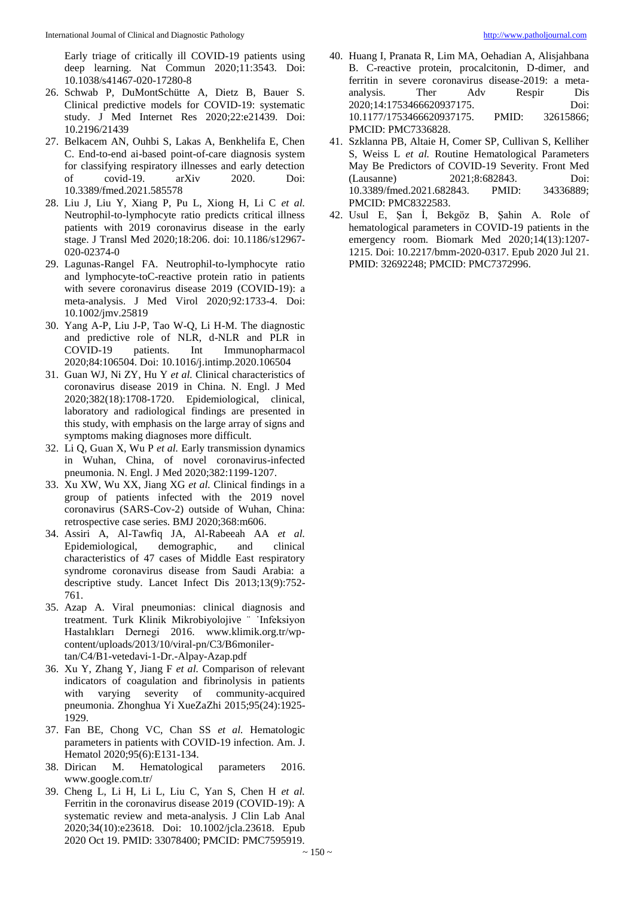Early triage of critically ill COVID-19 patients using deep learning. Nat Commun 2020;11:3543. Doi: 10.1038/s41467-020-17280-8

26. Schwab P, DuMontSchütte A, Dietz B, Bauer S. Clinical predictive models for COVID-19: systematic study. J Med Internet Res 2020;22:e21439. Doi: 10.2196/21439
27. Belkacem AN, Ouhbi S, Lakas A, Benkhelifa E, Chen C. End-to-end ai-based point-of-care diagnosis system for classifying respiratory illnesses and early detection of covid-19. arXiv 2020. Doi: 10.3389/fmed.2021.585578
28. Liu J, Liu Y, Xiang P, Pu L, Xiong H, Li C *et al.* Neutrophil-to-lymphocyte ratio predicts critical illness patients with 2019 coronavirus disease in the early stage. J Transl Med 2020;18:206. doi: 10.1186/s12967-020-02374-0
29. Lagunas-Rangel FA. Neutrophil-to-lymphocyte ratio and lymphocyte-toC-reactive protein ratio in patients with severe coronavirus disease 2019 (COVID-19): a meta-analysis. J Med Virol 2020;92:1733-4. Doi: 10.1002/jmv.25819
30. Yang A-P, Liu J-P, Tao W-Q, Li H-M. The diagnostic and predictive role of NLR, d-NLR and PLR in COVID-19 patients. Int Immunopharmacol 2020;84:106504. Doi: 10.1016/j.intimp.2020.106504
31. Guan WJ, Ni ZY, Hu Y *et al.* Clinical characteristics of coronavirus disease 2019 in China. N. Engl. J Med 2020;382(18):1708-1720. Epidemiological, clinical, laboratory and radiological findings are presented in this study, with emphasis on the large array of signs and symptoms making diagnoses more difficult.
32. Li Q, Guan X, Wu P *et al.* Early transmission dynamics in Wuhan, China, of novel coronavirus-infected pneumonia. N. Engl. J Med 2020;382:1199-1207.
33. Xu XW, Wu XX, Jiang XG *et al.* Clinical findings in a group of patients infected with the 2019 novel coronavirus (SARS-Cov-2) outside of Wuhan, China: retrospective case series. BMJ 2020;368:m606.
34. Assiri A, Al-Tawfiq JA, Al-Rabeeah AA *et al.* Epidemiological, demographic, and clinical characteristics of 47 cases of Middle East respiratory syndrome coronavirus disease from Saudi Arabia: a descriptive study. Lancet Infect Dis 2013;13(9):752-761.
35. Azap A. Viral pneumonias: clinical diagnosis and treatment. Turk Klinik Mikrobiyolojive ̈ ̇Infeksiyon Hastalıkları Dernegi 2016. www.klimik.org.tr/wp-content/uploads/2013/10/viral-pn/C3/B6moniler-tan/C4/B1-vetedavi-1-Dr.-Alpay-Azap.pdf
36. Xu Y, Zhang Y, Jiang F *et al.* Comparison of relevant indicators of coagulation and fibrinolysis in patients with varying severity of community-acquired pneumonia. Zhonghua Yi XueZaZhi 2015;95(24):1925-1929.
37. Fan BE, Chong VC, Chan SS *et al.* Hematologic parameters in patients with COVID-19 infection. Am. J. Hematol 2020;95(6):E131-134.
38. Dirican M. Hematological parameters 2016. www.google.com.tr/
39. Cheng L, Li H, Li L, Liu C, Yan S, Chen H *et al.* Ferritin in the coronavirus disease 2019 (COVID-19): A systematic review and meta-analysis. J Clin Lab Anal 2020;34(10):e23618. Doi: 10.1002/jcla.23618. Epub 2020 Oct 19. PMID: 33078400; PMCID: PMC7595919.
40. Huang I, Pranata R, Lim MA, Oehadian A, Alisjahbana B. C-reactive protein, procalcitonin, D-dimer, and ferritin in severe coronavirus disease-2019: a meta-analysis. Ther Adv Respir Dis 2020;14:1753466620937175. Doi: 10.1177/1753466620937175. PMID: 32615866; PMCID: PMC7336828.
41. Szklanna PB, Altaie H, Comer SP, Cullivan S, Kelliher S, Weiss L *et al.* Routine Hematological Parameters May Be Predictors of COVID-19 Severity. Front Med (Lausanne) 2021;8:682843. Doi: 10.3389/fmed.2021.682843. PMID: 34336889; PMCID: PMC8322583.
42. Usul E, Şan İ, Bekgöz B, Şahin A. Role of hematological parameters in COVID-19 patients in the emergency room. Biomark Med 2020;14(13):1207-1215. Doi: 10.2217/bmm-2020-0317. Epub 2020 Jul 21. PMID: 32692248; PMCID: PMC7372996.